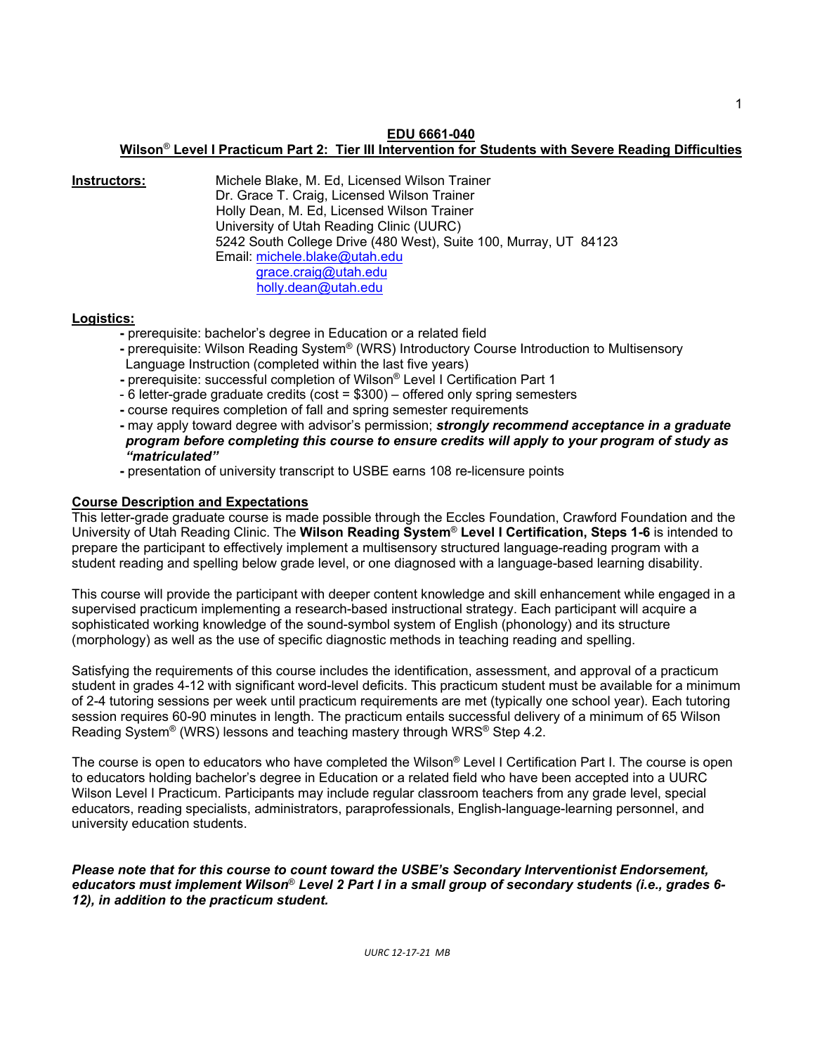# EDU 6661-040

## Wilson® Level I Practicum Part 2: Tier III Intervention for Students with Severe Reading Difficulties

**Instructors:**

Michele Blake, M. Ed, Licensed Wilson Trainer
Dr. Grace T. Craig, Licensed Wilson Trainer
Holly Dean, M. Ed, Licensed Wilson Trainer
University of Utah Reading Clinic (UURC)
5242 South College Drive (480 West), Suite 100, Murray, UT 84123
Email: michele.blake@utah.edu
grace.craig@utah.edu
holly.dean@utah.edu

**Logistics:**

- prerequisite: bachelor's degree in Education or a related field
- prerequisite: Wilson Reading System® (WRS) Introductory Course Introduction to Multisensory Language Instruction (completed within the last five years)
- prerequisite: successful completion of Wilson® Level I Certification Part 1
- 6 letter-grade graduate credits (cost = $300) – offered only spring semesters
- course requires completion of fall and spring semester requirements
- may apply toward degree with advisor's permission; ***strongly recommend acceptance in a graduate program before completing this course to ensure credits will apply to your program of study as "matriculated"***
- presentation of university transcript to USBE earns 108 re-licensure points

**Course Description and Expectations**

This letter-grade graduate course is made possible through the Eccles Foundation, Crawford Foundation and the University of Utah Reading Clinic. The **Wilson Reading System® Level I Certification, Steps 1-6** is intended to prepare the participant to effectively implement a multisensory structured language-reading program with a student reading and spelling below grade level, or one diagnosed with a language-based learning disability.

This course will provide the participant with deeper content knowledge and skill enhancement while engaged in a supervised practicum implementing a research-based instructional strategy. Each participant will acquire a sophisticated working knowledge of the sound-symbol system of English (phonology) and its structure (morphology) as well as the use of specific diagnostic methods in teaching reading and spelling.

Satisfying the requirements of this course includes the identification, assessment, and approval of a practicum student in grades 4-12 with significant word-level deficits. This practicum student must be available for a minimum of 2-4 tutoring sessions per week until practicum requirements are met (typically one school year). Each tutoring session requires 60-90 minutes in length. The practicum entails successful delivery of a minimum of 65 Wilson Reading System® (WRS) lessons and teaching mastery through WRS® Step 4.2.

The course is open to educators who have completed the Wilson® Level I Certification Part I. The course is open to educators holding bachelor's degree in Education or a related field who have been accepted into a UURC Wilson Level I Practicum. Participants may include regular classroom teachers from any grade level, special educators, reading specialists, administrators, paraprofessionals, English-language-learning personnel, and university education students.

***Please note that for this course to count toward the USBE's Secondary Interventionist Endorsement, educators must implement Wilson® Level 2 Part I in a small group of secondary students (i.e., grades 6-12), in addition to the practicum student.***

*UURC 12-17-21 MB*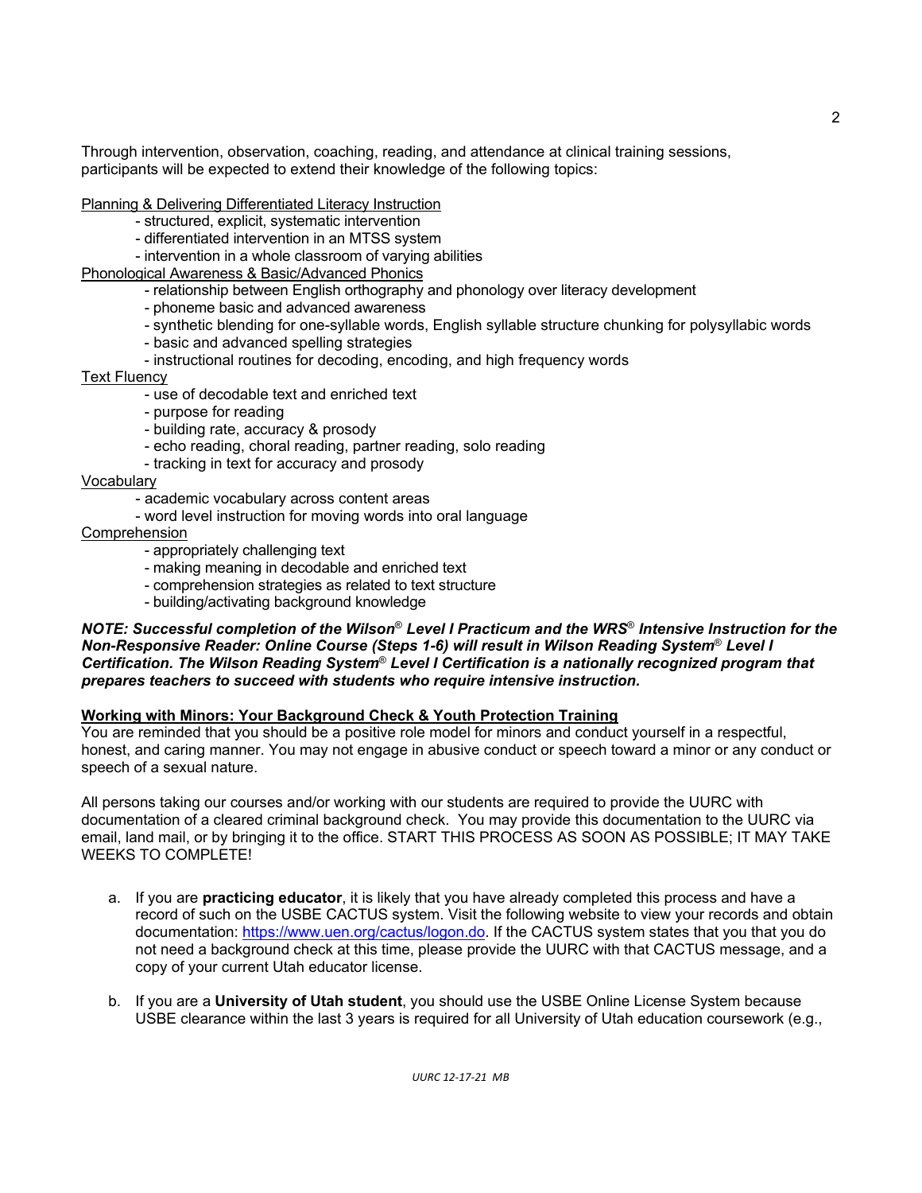Through intervention, observation, coaching, reading, and attendance at clinical training sessions, participants will be expected to extend their knowledge of the following topics:

Planning & Delivering Differentiated Literacy Instruction

- structured, explicit, systematic intervention
- differentiated intervention in an MTSS system
- intervention in a whole classroom of varying abilities

Phonological Awareness & Basic/Advanced Phonics

- relationship between English orthography and phonology over literacy development
- phoneme basic and advanced awareness
- synthetic blending for one-syllable words, English syllable structure chunking for polysyllabic words
- basic and advanced spelling strategies
- instructional routines for decoding, encoding, and high frequency words

Text Fluency

- use of decodable text and enriched text
- purpose for reading
- building rate, accuracy & prosody
- echo reading, choral reading, partner reading, solo reading
- tracking in text for accuracy and prosody

Vocabulary

- academic vocabulary across content areas
- word level instruction for moving words into oral language

Comprehension

- appropriately challenging text
- making meaning in decodable and enriched text
- comprehension strategies as related to text structure
- building/activating background knowledge

***NOTE: Successful completion of the Wilson® Level I Practicum and the WRS® Intensive Instruction for the Non-Responsive Reader: Online Course (Steps 1-6) will result in Wilson Reading System® Level I Certification. The Wilson Reading System® Level I Certification is a nationally recognized program that prepares teachers to succeed with students who require intensive instruction.***

**Working with Minors: Your Background Check & Youth Protection Training**

You are reminded that you should be a positive role model for minors and conduct yourself in a respectful, honest, and caring manner. You may not engage in abusive conduct or speech toward a minor or any conduct or speech of a sexual nature.

All persons taking our courses and/or working with our students are required to provide the UURC with documentation of a cleared criminal background check. You may provide this documentation to the UURC via email, land mail, or by bringing it to the office. START THIS PROCESS AS SOON AS POSSIBLE; IT MAY TAKE WEEKS TO COMPLETE!

a. If you are **practicing educator**, it is likely that you have already completed this process and have a record of such on the USBE CACTUS system. Visit the following website to view your records and obtain documentation: https://www.uen.org/cactus/logon.do. If the CACTUS system states that you that you do not need a background check at this time, please provide the UURC with that CACTUS message, and a copy of your current Utah educator license.

b. If you are a **University of Utah student**, you should use the USBE Online License System because USBE clearance within the last 3 years is required for all University of Utah education coursework (e.g.,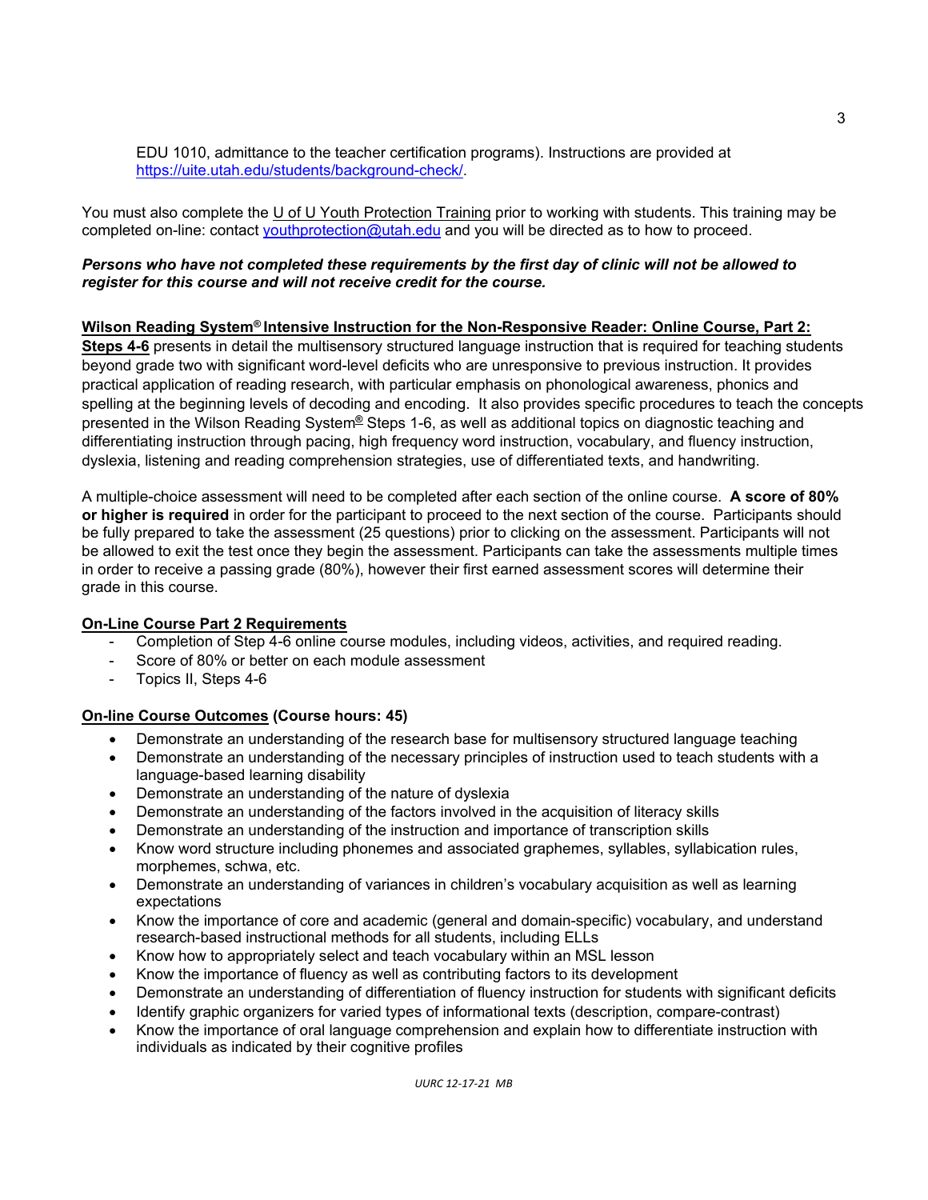EDU 1010, admittance to the teacher certification programs). Instructions are provided at https://uite.utah.edu/students/background-check/.

You must also complete the U of U Youth Protection Training prior to working with students. This training may be completed on-line: contact youthprotection@utah.edu and you will be directed as to how to proceed.

***Persons who have not completed these requirements by the first day of clinic will not be allowed to register for this course and will not receive credit for the course.***

**Wilson Reading System® Intensive Instruction for the Non-Responsive Reader: Online Course, Part 2: Steps 4-6** presents in detail the multisensory structured language instruction that is required for teaching students beyond grade two with significant word-level deficits who are unresponsive to previous instruction. It provides practical application of reading research, with particular emphasis on phonological awareness, phonics and spelling at the beginning levels of decoding and encoding. It also provides specific procedures to teach the concepts presented in the Wilson Reading System® Steps 1-6, as well as additional topics on diagnostic teaching and differentiating instruction through pacing, high frequency word instruction, vocabulary, and fluency instruction, dyslexia, listening and reading comprehension strategies, use of differentiated texts, and handwriting.

A multiple-choice assessment will need to be completed after each section of the online course. **A score of 80% or higher is required** in order for the participant to proceed to the next section of the course. Participants should be fully prepared to take the assessment (25 questions) prior to clicking on the assessment. Participants will not be allowed to exit the test once they begin the assessment. Participants can take the assessments multiple times in order to receive a passing grade (80%), however their first earned assessment scores will determine their grade in this course.

**On-Line Course Part 2 Requirements**

- Completion of Step 4-6 online course modules, including videos, activities, and required reading.
- Score of 80% or better on each module assessment
- Topics II, Steps 4-6

**On-line Course Outcomes (Course hours: 45)**

- Demonstrate an understanding of the research base for multisensory structured language teaching
- Demonstrate an understanding of the necessary principles of instruction used to teach students with a language-based learning disability
- Demonstrate an understanding of the nature of dyslexia
- Demonstrate an understanding of the factors involved in the acquisition of literacy skills
- Demonstrate an understanding of the instruction and importance of transcription skills
- Know word structure including phonemes and associated graphemes, syllables, syllabication rules, morphemes, schwa, etc.
- Demonstrate an understanding of variances in children's vocabulary acquisition as well as learning expectations
- Know the importance of core and academic (general and domain-specific) vocabulary, and understand research-based instructional methods for all students, including ELLs
- Know how to appropriately select and teach vocabulary within an MSL lesson
- Know the importance of fluency as well as contributing factors to its development
- Demonstrate an understanding of differentiation of fluency instruction for students with significant deficits
- Identify graphic organizers for varied types of informational texts (description, compare-contrast)
- Know the importance of oral language comprehension and explain how to differentiate instruction with individuals as indicated by their cognitive profiles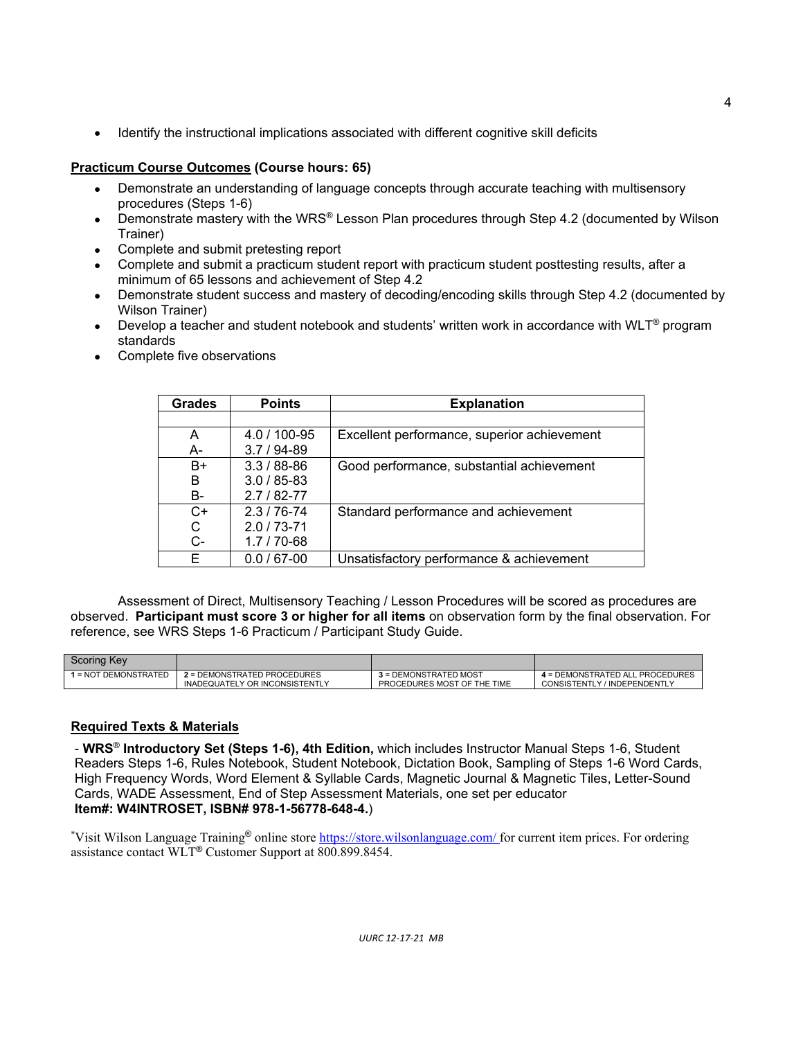- Identify the instructional implications associated with different cognitive skill deficits

**Practicum Course Outcomes (Course hours: 65)**

- Demonstrate an understanding of language concepts through accurate teaching with multisensory procedures (Steps 1-6)
- Demonstrate mastery with the WRS® Lesson Plan procedures through Step 4.2 (documented by Wilson Trainer)
- Complete and submit pretesting report
- Complete and submit a practicum student report with practicum student posttesting results, after a minimum of 65 lessons and achievement of Step 4.2
- Demonstrate student success and mastery of decoding/encoding skills through Step 4.2 (documented by Wilson Trainer)
- Develop a teacher and student notebook and students' written work in accordance with WLT® program standards
- Complete five observations

| Grades | Points | Explanation |
|---|---|---|
| | | |
| A<br>A- | 4.0 / 100-95<br>3.7 / 94-89 | Excellent performance, superior achievement |
| B+<br>B<br>B- | 3.3 / 88-86<br>3.0 / 85-83<br>2.7 / 82-77 | Good performance, substantial achievement |
| C+<br>C<br>C- | 2.3 / 76-74<br>2.0 / 73-71<br>1.7 / 70-68 | Standard performance and achievement |
| E | 0.0 / 67-00 | Unsatisfactory performance & achievement |

Assessment of Direct, Multisensory Teaching / Lesson Procedures will be scored as procedures are observed. **Participant must score 3 or higher for all items** on observation form by the final observation. For reference, see WRS Steps 1-6 Practicum / Participant Study Guide.

| Scoring Key | | | |
|---|---|---|---|
| **1** = NOT DEMONSTRATED | **2** = DEMONSTRATED PROCEDURES INADEQUATELY OR INCONSISTENTLY | **3** = DEMONSTRATED MOST PROCEDURES MOST OF THE TIME | **4** = DEMONSTRATED ALL PROCEDURES CONSISTENTLY / INDEPENDENTLY |

**Required Texts & Materials**

- **WRS® Introductory Set (Steps 1-6), 4th Edition,** which includes Instructor Manual Steps 1-6, Student Readers Steps 1-6, Rules Notebook, Student Notebook, Dictation Book, Sampling of Steps 1-6 Word Cards, High Frequency Words, Word Element & Syllable Cards, Magnetic Journal & Magnetic Tiles, Letter-Sound Cards, WADE Assessment, End of Step Assessment Materials, one set per educator **Item#: W4INTROSET, ISBN# 978-1-56778-648-4.**)

*Visit Wilson Language Training® online store https://store.wilsonlanguage.com/ for current item prices. For ordering assistance contact WLT® Customer Support at 800.899.8454.

*UURC 12-17-21 MB*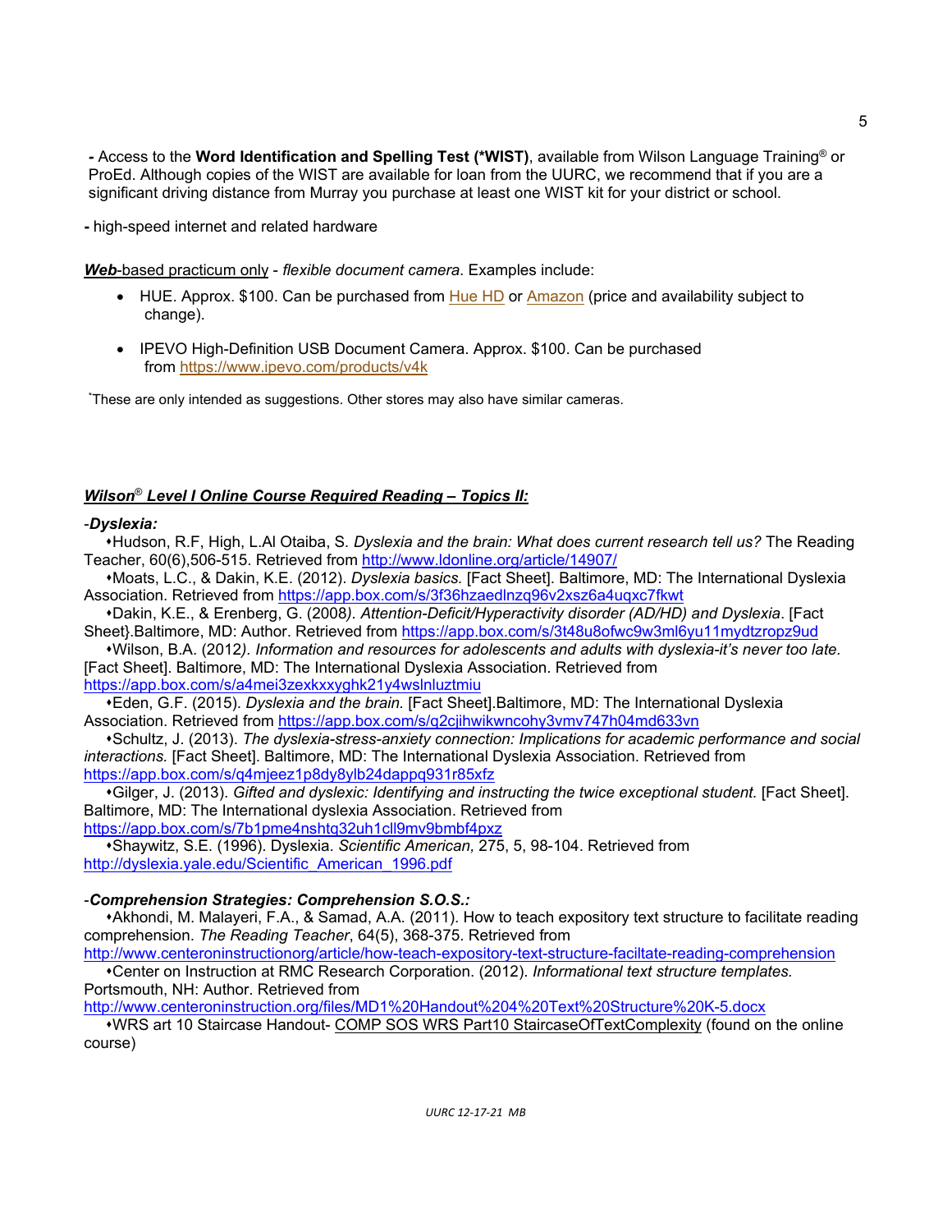**-** Access to the **Word Identification and Spelling Test (*WIST)**, available from Wilson Language Training® or ProEd. Although copies of the WIST are available for loan from the UURC, we recommend that if you are a significant driving distance from Murray you purchase at least one WIST kit for your district or school.

**-** high-speed internet and related hardware

***Web*-based practicum only** - *flexible document camera*. Examples include:

- HUE. Approx. $100. Can be purchased from Hue HD or Amazon (price and availability subject to change).
- IPEVO High-Definition USB Document Camera. Approx. $100. Can be purchased from https://www.ipevo.com/products/v4k

*These are only intended as suggestions. Other stores may also have similar cameras.

## *Wilson® Level I Online Course Required Reading – Topics II:*

-***Dyslexia:***

- Hudson, R.F, High, L.Al Otaiba, S. *Dyslexia and the brain: What does current research tell us?* The Reading Teacher, 60(6),506-515. Retrieved from http://www.ldonline.org/article/14907/
- Moats, L.C., & Dakin, K.E. (2012). *Dyslexia basics.* [Fact Sheet]. Baltimore, MD: The International Dyslexia Association. Retrieved from https://app.box.com/s/3f36hzaedlnzq96v2xsz6a4uqxc7fkwt
- Dakin, K.E., & Erenberg, G. (2008*). Attention-Deficit/Hyperactivity disorder (AD/HD) and Dyslexia*. [Fact Sheet}.Baltimore, MD: Author. Retrieved from https://app.box.com/s/3t48u8ofwc9w3ml6yu11mydtzropz9ud
- Wilson, B.A. (2012*). Information and resources for adolescents and adults with dyslexia-it's never too late.* [Fact Sheet]. Baltimore, MD: The International Dyslexia Association. Retrieved from https://app.box.com/s/a4mei3zexkxxyghk21y4wslnluztmiu
- Eden, G.F. (2015). *Dyslexia and the brain.* [Fact Sheet].Baltimore, MD: The International Dyslexia Association. Retrieved from https://app.box.com/s/q2cjihwikwncohy3vmv747h04md633vn
- Schultz, J. (2013). *The dyslexia-stress-anxiety connection: Implications for academic performance and social interactions.* [Fact Sheet]. Baltimore, MD: The International Dyslexia Association. Retrieved from https://app.box.com/s/q4mjeez1p8dy8ylb24dappq931r85xfz
- Gilger, J. (2013). *Gifted and dyslexic: Identifying and instructing the twice exceptional student.* [Fact Sheet]. Baltimore, MD: The International dyslexia Association. Retrieved from https://app.box.com/s/7b1pme4nshtq32uh1cll9mv9bmbf4pxz
- Shaywitz, S.E. (1996). Dyslexia. *Scientific American,* 275, 5, 98-104. Retrieved from http://dyslexia.yale.edu/Scientific_American_1996.pdf

-***Comprehension Strategies: Comprehension S.O.S.:***

- Akhondi, M. Malayeri, F.A., & Samad, A.A. (2011). How to teach expository text structure to facilitate reading comprehension. *The Reading Teacher*, 64(5), 368-375. Retrieved from http://www.centeroninstructionorg/article/how-teach-expository-text-structure-faciltate-reading-comprehension
- Center on Instruction at RMC Research Corporation. (2012). *Informational text structure templates.* Portsmouth, NH: Author. Retrieved from http://www.centeroninstruction.org/files/MD1%20Handout%204%20Text%20Structure%20K-5.docx
- WRS art 10 Staircase Handout- COMP SOS WRS Part10 StaircaseOfTextComplexity (found on the online course)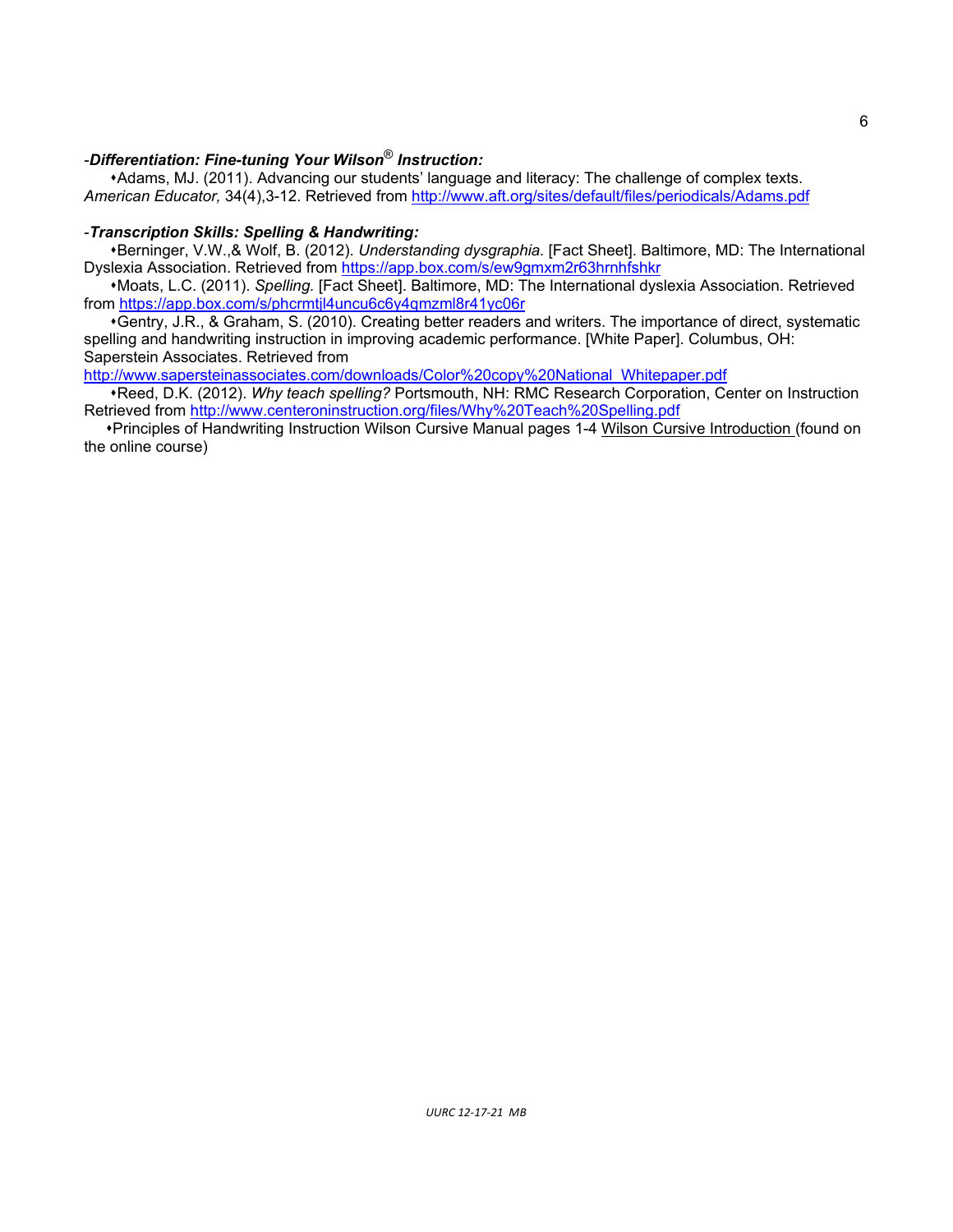-***Differentiation: Fine-tuning Your Wilson® Instruction:***

•Adams, MJ. (2011). Advancing our students' language and literacy: The challenge of complex texts. *American Educator,* 34(4),3-12. Retrieved from http://www.aft.org/sites/default/files/periodicals/Adams.pdf

-***Transcription Skills: Spelling & Handwriting:***

•Berninger, V.W.,& Wolf, B. (2012). *Understanding dysgraphia.* [Fact Sheet]. Baltimore, MD: The International Dyslexia Association. Retrieved from https://app.box.com/s/ew9gmxm2r63hrnhfshkr

•Moats, L.C. (2011). *Spelling.* [Fact Sheet]. Baltimore, MD: The International dyslexia Association. Retrieved from https://app.box.com/s/phcrmtjl4uncu6c6y4qmzml8r41yc06r

•Gentry, J.R., & Graham, S. (2010). Creating better readers and writers. The importance of direct, systematic spelling and handwriting instruction in improving academic performance. [White Paper]. Columbus, OH: Saperstein Associates. Retrieved from http://www.sapersteinassociates.com/downloads/Color%20copy%20National_Whitepaper.pdf

•Reed, D.K. (2012). *Why teach spelling?* Portsmouth, NH: RMC Research Corporation, Center on Instruction Retrieved from http://www.centeroninstruction.org/files/Why%20Teach%20Spelling.pdf

•Principles of Handwriting Instruction Wilson Cursive Manual pages 1-4 Wilson Cursive Introduction (found on the online course)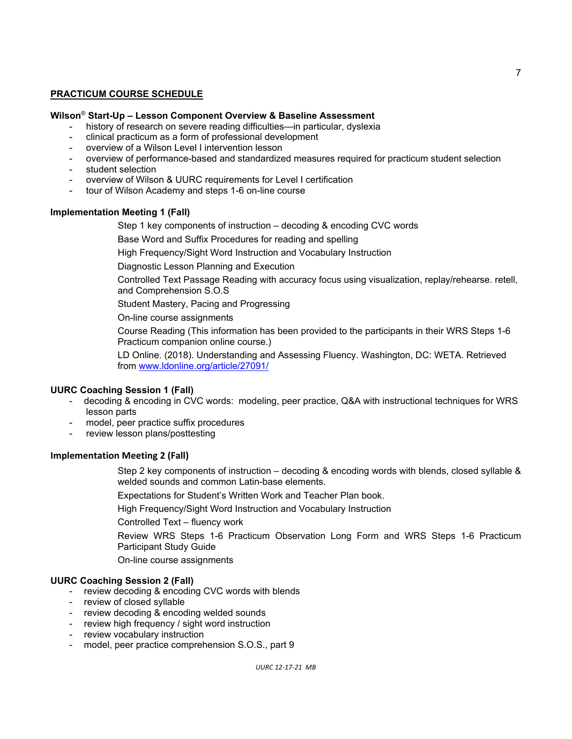**PRACTICUM COURSE SCHEDULE**

**Wilson® Start-Up – Lesson Component Overview & Baseline Assessment**

- history of research on severe reading difficulties—in particular, dyslexia
- clinical practicum as a form of professional development
- overview of a Wilson Level I intervention lesson
- overview of performance-based and standardized measures required for practicum student selection
- student selection
- overview of Wilson & UURC requirements for Level I certification
- tour of Wilson Academy and steps 1-6 on-line course

**Implementation Meeting 1 (Fall)**

Step 1 key components of instruction – decoding & encoding CVC words

Base Word and Suffix Procedures for reading and spelling

High Frequency/Sight Word Instruction and Vocabulary Instruction

Diagnostic Lesson Planning and Execution

Controlled Text Passage Reading with accuracy focus using visualization, replay/rehearse. retell, and Comprehension S.O.S

Student Mastery, Pacing and Progressing

On-line course assignments

Course Reading (This information has been provided to the participants in their WRS Steps 1-6 Practicum companion online course.)

LD Online. (2018). Understanding and Assessing Fluency. Washington, DC: WETA. Retrieved from [www.ldonline.org/article/27091/](http://www.ldonline.org/article/27091/)

**UURC Coaching Session 1 (Fall)**

- decoding & encoding in CVC words: modeling, peer practice, Q&A with instructional techniques for WRS lesson parts
- model, peer practice suffix procedures
- review lesson plans/posttesting

**Implementation Meeting 2 (Fall)**

Step 2 key components of instruction – decoding & encoding words with blends, closed syllable & welded sounds and common Latin-base elements.

Expectations for Student's Written Work and Teacher Plan book.

High Frequency/Sight Word Instruction and Vocabulary Instruction

Controlled Text – fluency work

Review WRS Steps 1-6 Practicum Observation Long Form and WRS Steps 1-6 Practicum Participant Study Guide

On-line course assignments

**UURC Coaching Session 2 (Fall)**

- review decoding & encoding CVC words with blends
- review of closed syllable
- review decoding & encoding welded sounds
- review high frequency / sight word instruction
- review vocabulary instruction
- model, peer practice comprehension S.O.S., part 9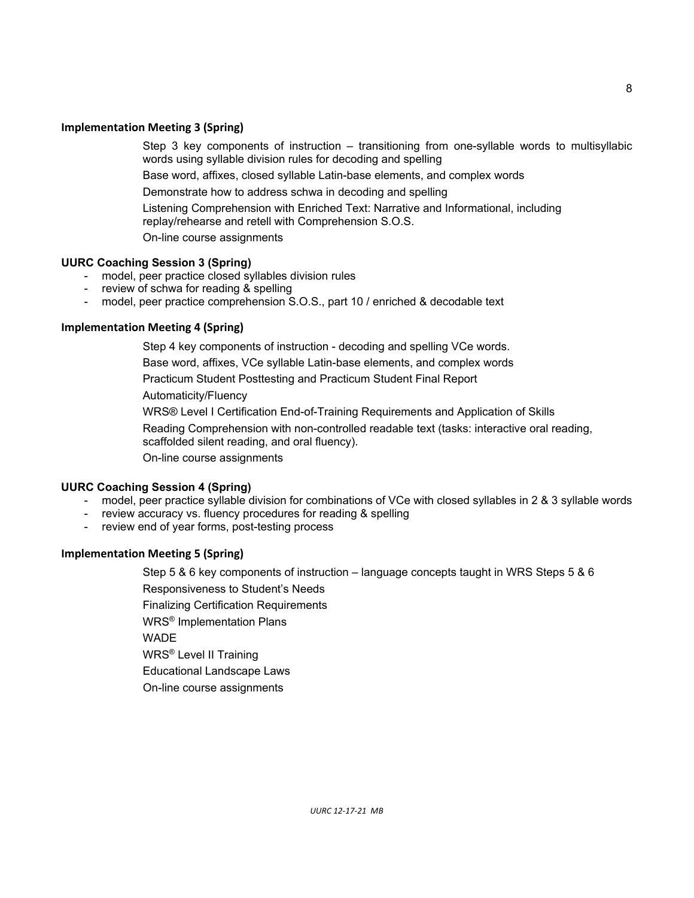**Implementation Meeting 3 (Spring)**

Step 3 key components of instruction – transitioning from one-syllable words to multisyllabic words using syllable division rules for decoding and spelling

Base word, affixes, closed syllable Latin-base elements, and complex words

Demonstrate how to address schwa in decoding and spelling

Listening Comprehension with Enriched Text: Narrative and Informational, including replay/rehearse and retell with Comprehension S.O.S.

On-line course assignments

**UURC Coaching Session 3 (Spring)**

- model, peer practice closed syllables division rules
- review of schwa for reading & spelling
- model, peer practice comprehension S.O.S., part 10 / enriched & decodable text

**Implementation Meeting 4 (Spring)**

Step 4 key components of instruction - decoding and spelling VCe words.

Base word, affixes, VCe syllable Latin-base elements, and complex words

Practicum Student Posttesting and Practicum Student Final Report

Automaticity/Fluency

WRS® Level I Certification End-of-Training Requirements and Application of Skills

Reading Comprehension with non-controlled readable text (tasks: interactive oral reading, scaffolded silent reading, and oral fluency).

On-line course assignments

**UURC Coaching Session 4 (Spring)**

- model, peer practice syllable division for combinations of VCe with closed syllables in 2 & 3 syllable words
- review accuracy vs. fluency procedures for reading & spelling
- review end of year forms, post-testing process

**Implementation Meeting 5 (Spring)**

Step 5 & 6 key components of instruction – language concepts taught in WRS Steps 5 & 6

Responsiveness to Student's Needs

Finalizing Certification Requirements

WRS® Implementation Plans

WADE

WRS® Level II Training

Educational Landscape Laws

On-line course assignments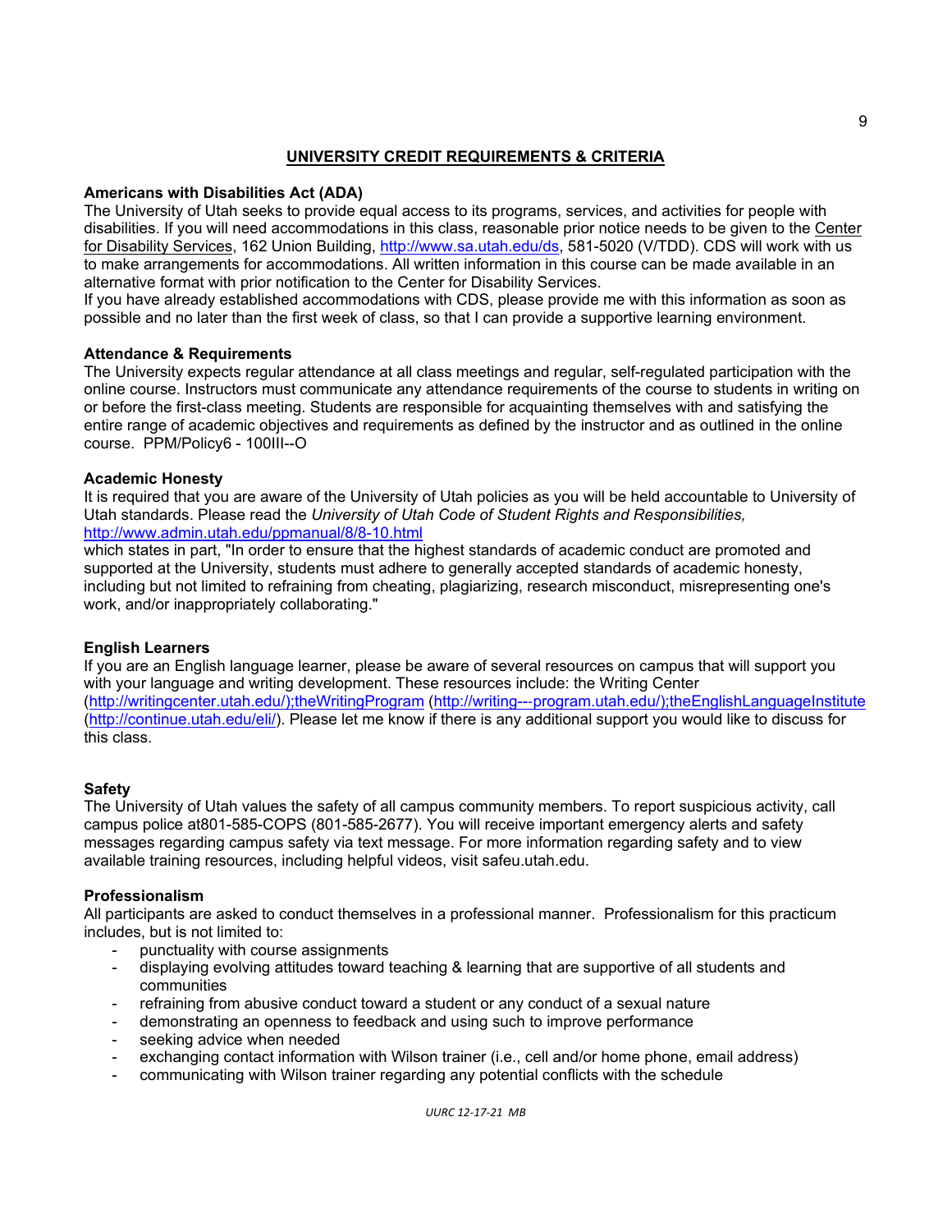## UNIVERSITY CREDIT REQUIREMENTS & CRITERIA

**Americans with Disabilities Act (ADA)**

The University of Utah seeks to provide equal access to its programs, services, and activities for people with disabilities. If you will need accommodations in this class, reasonable prior notice needs to be given to the Center for Disability Services, 162 Union Building, http://www.sa.utah.edu/ds, 581-5020 (V/TDD). CDS will work with us to make arrangements for accommodations. All written information in this course can be made available in an alternative format with prior notification to the Center for Disability Services.

If you have already established accommodations with CDS, please provide me with this information as soon as possible and no later than the first week of class, so that I can provide a supportive learning environment.

**Attendance & Requirements**

The University expects regular attendance at all class meetings and regular, self-regulated participation with the online course. Instructors must communicate any attendance requirements of the course to students in writing on or before the first-class meeting. Students are responsible for acquainting themselves with and satisfying the entire range of academic objectives and requirements as defined by the instructor and as outlined in the online course. PPM/Policy6 - 100III--O

**Academic Honesty**

It is required that you are aware of the University of Utah policies as you will be held accountable to University of Utah standards. Please read the *University of Utah Code of Student Rights and Responsibilities,* http://www.admin.utah.edu/ppmanual/8/8-10.html which states in part, "In order to ensure that the highest standards of academic conduct are promoted and supported at the University, students must adhere to generally accepted standards of academic honesty, including but not limited to refraining from cheating, plagiarizing, research misconduct, misrepresenting one's work, and/or inappropriately collaborating."

**English Learners**

If you are an English language learner, please be aware of several resources on campus that will support you with your language and writing development. These resources include: the Writing Center (http://writingcenter.utah.edu/);theWritingProgram (http://writing---program.utah.edu/);theEnglishLanguageInstitute (http://continue.utah.edu/eli/). Please let me know if there is any additional support you would like to discuss for this class.

**Safety**

The University of Utah values the safety of all campus community members. To report suspicious activity, call campus police at801-585-COPS (801-585-2677). You will receive important emergency alerts and safety messages regarding campus safety via text message. For more information regarding safety and to view available training resources, including helpful videos, visit safeu.utah.edu.

**Professionalism**

All participants are asked to conduct themselves in a professional manner. Professionalism for this practicum includes, but is not limited to:

- punctuality with course assignments
- displaying evolving attitudes toward teaching & learning that are supportive of all students and communities
- refraining from abusive conduct toward a student or any conduct of a sexual nature
- demonstrating an openness to feedback and using such to improve performance
- seeking advice when needed
- exchanging contact information with Wilson trainer (i.e., cell and/or home phone, email address)
- communicating with Wilson trainer regarding any potential conflicts with the schedule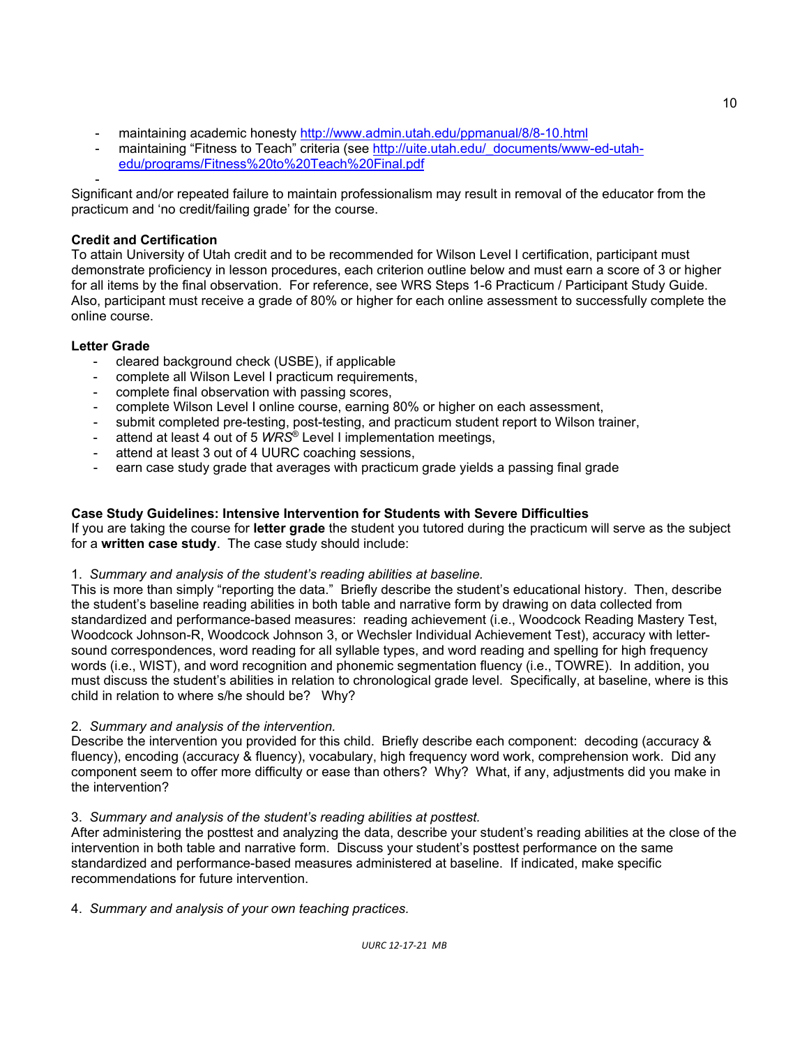- maintaining academic honesty http://www.admin.utah.edu/ppmanual/8/8-10.html
- maintaining "Fitness to Teach" criteria (see http://uite.utah.edu/_documents/www-ed-utah-edu/programs/Fitness%20to%20Teach%20Final.pdf
-

Significant and/or repeated failure to maintain professionalism may result in removal of the educator from the practicum and 'no credit/failing grade' for the course.

**Credit and Certification**
To attain University of Utah credit and to be recommended for Wilson Level I certification, participant must demonstrate proficiency in lesson procedures, each criterion outline below and must earn a score of 3 or higher for all items by the final observation. For reference, see WRS Steps 1-6 Practicum / Participant Study Guide. Also, participant must receive a grade of 80% or higher for each online assessment to successfully complete the online course.

**Letter Grade**

- cleared background check (USBE), if applicable
- complete all Wilson Level I practicum requirements,
- complete final observation with passing scores,
- complete Wilson Level I online course, earning 80% or higher on each assessment,
- submit completed pre-testing, post-testing, and practicum student report to Wilson trainer,
- attend at least 4 out of 5 *WRS*® Level I implementation meetings,
- attend at least 3 out of 4 UURC coaching sessions,
- earn case study grade that averages with practicum grade yields a passing final grade

**Case Study Guidelines: Intensive Intervention for Students with Severe Difficulties**
If you are taking the course for **letter grade** the student you tutored during the practicum will serve as the subject for a **written case study**. The case study should include:

1. *Summary and analysis of the student's reading abilities at baseline.*
This is more than simply "reporting the data." Briefly describe the student's educational history. Then, describe the student's baseline reading abilities in both table and narrative form by drawing on data collected from standardized and performance-based measures: reading achievement (i.e., Woodcock Reading Mastery Test, Woodcock Johnson-R, Woodcock Johnson 3, or Wechsler Individual Achievement Test), accuracy with letter-sound correspondences, word reading for all syllable types, and word reading and spelling for high frequency words (i.e., WIST), and word recognition and phonemic segmentation fluency (i.e., TOWRE). In addition, you must discuss the student's abilities in relation to chronological grade level. Specifically, at baseline, where is this child in relation to where s/he should be? Why?

2. *Summary and analysis of the intervention.*
Describe the intervention you provided for this child. Briefly describe each component: decoding (accuracy & fluency), encoding (accuracy & fluency), vocabulary, high frequency word work, comprehension work. Did any component seem to offer more difficulty or ease than others? Why? What, if any, adjustments did you make in the intervention?

3. *Summary and analysis of the student's reading abilities at posttest.*
After administering the posttest and analyzing the data, describe your student's reading abilities at the close of the intervention in both table and narrative form. Discuss your student's posttest performance on the same standardized and performance-based measures administered at baseline. If indicated, make specific recommendations for future intervention.

4. *Summary and analysis of your own teaching practices.*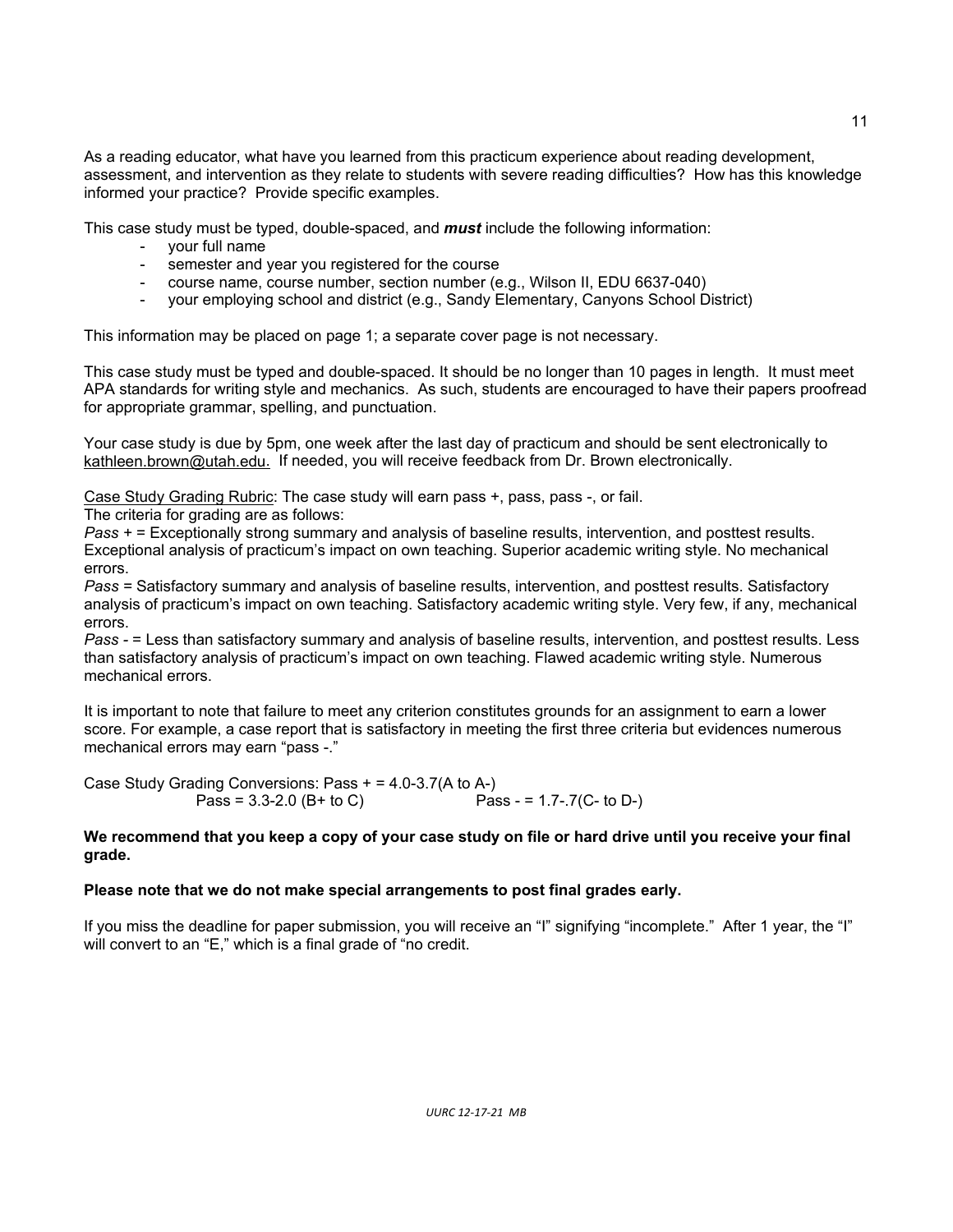As a reading educator, what have you learned from this practicum experience about reading development, assessment, and intervention as they relate to students with severe reading difficulties? How has this knowledge informed your practice? Provide specific examples.

This case study must be typed, double-spaced, and ***must*** include the following information:

- your full name
- semester and year you registered for the course
- course name, course number, section number (e.g., Wilson II, EDU 6637-040)
- your employing school and district (e.g., Sandy Elementary, Canyons School District)

This information may be placed on page 1; a separate cover page is not necessary.

This case study must be typed and double-spaced. It should be no longer than 10 pages in length. It must meet APA standards for writing style and mechanics. As such, students are encouraged to have their papers proofread for appropriate grammar, spelling, and punctuation.

Your case study is due by 5pm, one week after the last day of practicum and should be sent electronically to kathleen.brown@utah.edu. If needed, you will receive feedback from Dr. Brown electronically.

Case Study Grading Rubric: The case study will earn pass +, pass, pass -, or fail.
The criteria for grading are as follows:
*Pass* + = Exceptionally strong summary and analysis of baseline results, intervention, and posttest results. Exceptional analysis of practicum's impact on own teaching. Superior academic writing style. No mechanical errors.
*Pass* = Satisfactory summary and analysis of baseline results, intervention, and posttest results. Satisfactory analysis of practicum's impact on own teaching. Satisfactory academic writing style. Very few, if any, mechanical errors.
*Pass* - = Less than satisfactory summary and analysis of baseline results, intervention, and posttest results. Less than satisfactory analysis of practicum's impact on own teaching. Flawed academic writing style. Numerous mechanical errors.

It is important to note that failure to meet any criterion constitutes grounds for an assignment to earn a lower score. For example, a case report that is satisfactory in meeting the first three criteria but evidences numerous mechanical errors may earn "pass -."

Case Study Grading Conversions: Pass + = 4.0-3.7(A to A-)
Pass = 3.3-2.0 (B+ to C) Pass - = 1.7-.7(C- to D-)

**We recommend that you keep a copy of your case study on file or hard drive until you receive your final grade.**

**Please note that we do not make special arrangements to post final grades early.**

If you miss the deadline for paper submission, you will receive an "I" signifying "incomplete." After 1 year, the "I" will convert to an "E," which is a final grade of "no credit.